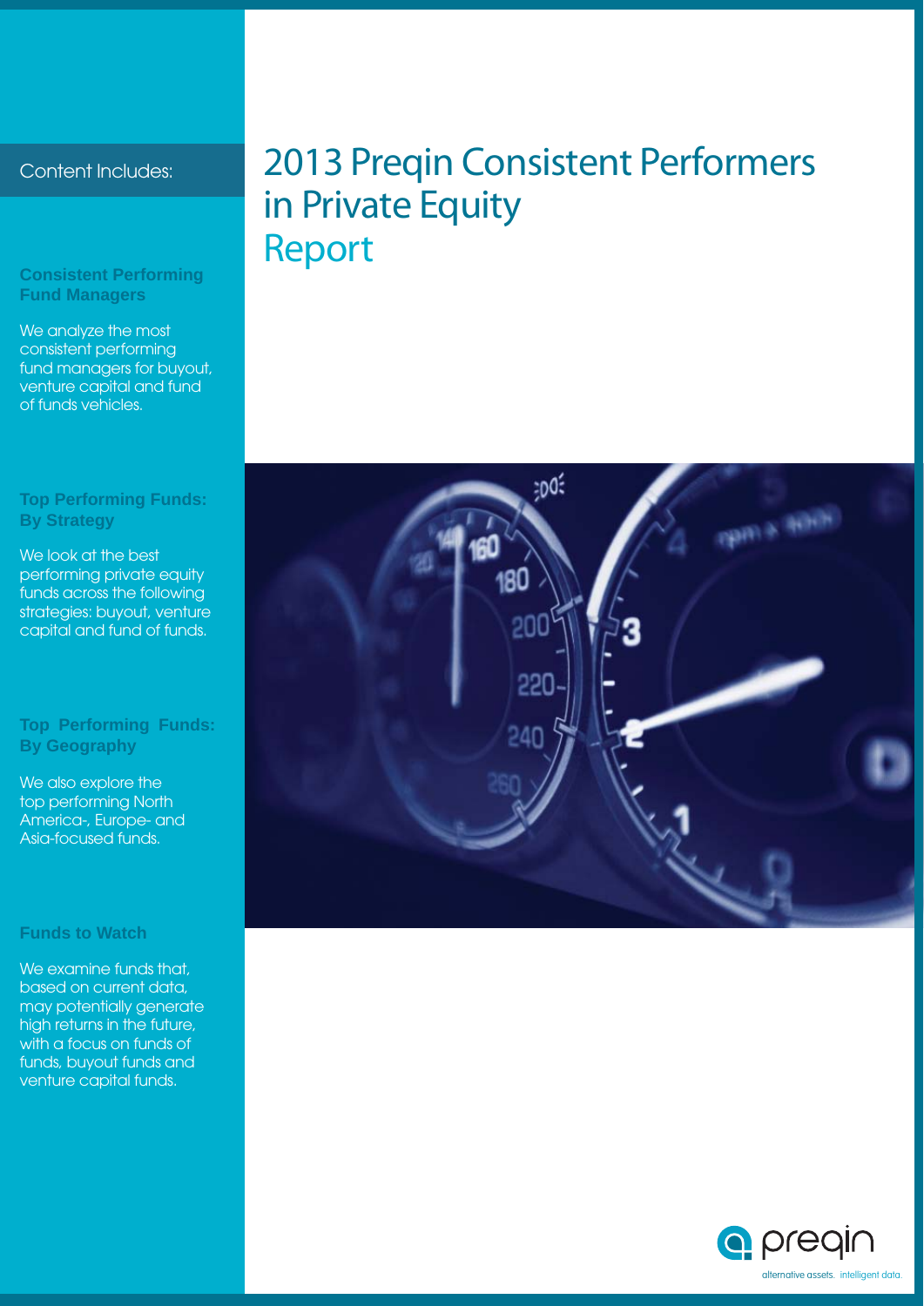# 2013 Preqin Consistent Performers in Private Equity Report

Content Includes:

**Consistent Performing Fund Managers**

We analyze the most consistent performing fund managers for buyout, venture capital and fund of funds vehicles.

**Top Performing Funds: By Strategy**

We look at the best performing private equity funds across the following strategies: buyout, venture capital and fund of funds.

**Top Performing Funds: By Geography**

We also explore the top performing North America-, Europe- and Asia-focused funds.

**Funds to Watch**

We examine funds that, based on current data, may potentially generate high returns in the future, with a focus on funds of funds, buyout funds and venture capital funds.

preqin

alternative assets. intelligent data.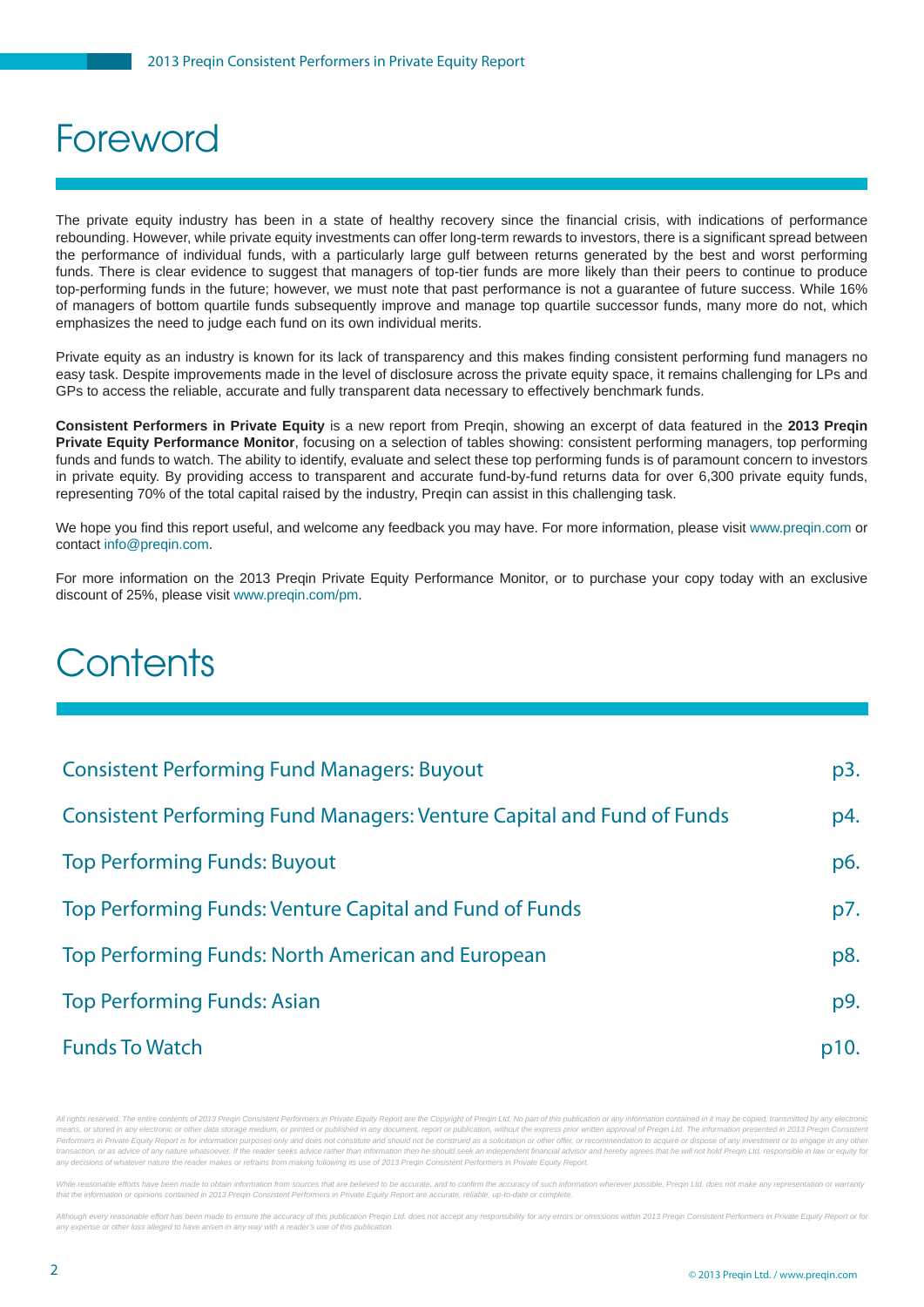# Foreword

The private equity industry has been in a state of healthy recovery since the financial crisis, with indications of performance rebounding. However, while private equity investments can offer long-term rewards to investors, there is a significant spread between the performance of individual funds, with a particularly large gulf between returns generated by the best and worst performing funds. There is clear evidence to suggest that managers of top-tier funds are more likely than their peers to continue to produce top-performing funds in the future; however, we must note that past performance is not a guarantee of future success. While 16% of managers of bottom quartile funds subsequently improve and manage top quartile successor funds, many more do not, which emphasizes the need to judge each fund on its own individual merits.

Private equity as an industry is known for its lack of transparency and this makes finding consistent performing fund managers no easy task. Despite improvements made in the level of disclosure across the private equity space, it remains challenging for LPs and GPs to access the reliable, accurate and fully transparent data necessary to effectively benchmark funds.

**Consistent Performers in Private Equity** is a new report from Preqin, showing an excerpt of data featured in the **2013 Preqin Private Equity Performance Monitor**, focusing on a selection of tables showing: consistent performing managers, top performing funds and funds to watch. The ability to identify, evaluate and select these top performing funds is of paramount concern to investors in private equity. By providing access to transparent and accurate fund-by-fund returns data for over 6,300 private equity funds, representing 70% of the total capital raised by the industry, Preqin can assist in this challenging task.

We hope you find this report useful, and welcome any feedback you may have. For more information, please visit www.preqin.com or contact info@preqin.com.

For more information on the 2013 Preqin Private Equity Performance Monitor, or to purchase your copy today with an exclusive discount of 25%, please visit www.preqin.com/pm.

# Contents

| | |
|---|---|
| Consistent Performing Fund Managers: Buyout | p3. |
| Consistent Performing Fund Managers: Venture Capital and Fund of Funds | p4. |
| Top Performing Funds: Buyout | p6. |
| Top Performing Funds: Venture Capital and Fund of Funds | p7. |
| Top Performing Funds: North American and European | p8. |
| Top Performing Funds: Asian | p9. |
| Funds To Watch | p10. |

*All rights reserved. The entire contents of 2013 Preqin Consistent Performers in Private Equity Report are the Copyright of Preqin Ltd. No part of this publication or any information contained in it may be copied, transmitted by any electronic means, or stored in any electronic or other data storage medium, or printed or published in any document, report or publication, without the express prior written approval of Preqin Ltd. The information presented in 2013 Preqin Consistent Performers in Private Equity Report is for information purposes only and does not constitute and should not be construed as a solicitation or other offer, or recommendation to acquire or dispose of any investment or to engage in any other transaction, or as advice of any nature whatsoever. If the reader seeks advice rather than information then he should seek an independent financial advisor and hereby agrees that he will not hold Preqin Ltd. responsible in law or equity for any decisions of whatever nature the reader makes or refrains from making following its use of 2013 Preqin Consistent Performers in Private Equity Report.*

*While reasonable efforts have been made to obtain information from sources that are believed to be accurate, and to confirm the accuracy of such information wherever possible, Preqin Ltd. does not make any representation or warranty that the information or opinions contained in 2013 Preqin Consistent Performers in Private Equity Report are accurate, reliable, up-to-date or complete.*

*Although every reasonable effort has been made to ensure the accuracy of this publication Preqin Ltd. does not accept any responsibility for any errors or omissions within 2013 Preqin Consistent Performers in Private Equity Report or for any expense or other loss alleged to have arisen in any way with a reader's use of this publication.*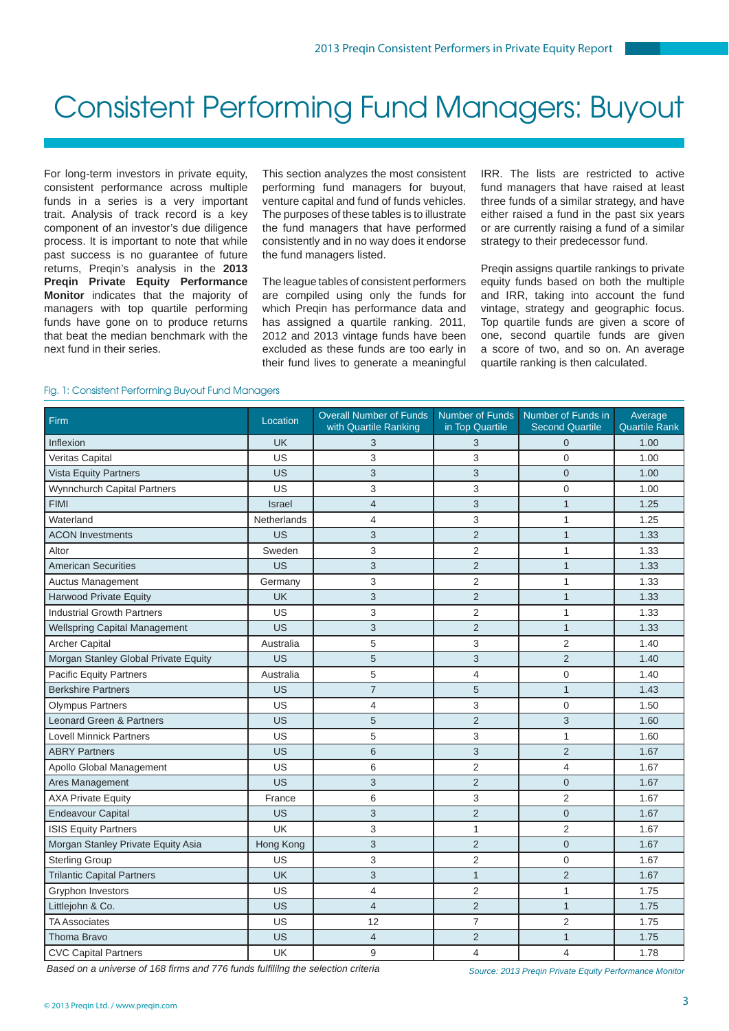# Consistent Performing Fund Managers: Buyout

For long-term investors in private equity, consistent performance across multiple funds in a series is a very important trait. Analysis of track record is a key component of an investor's due diligence process. It is important to note that while past success is no guarantee of future returns, Preqin's analysis in the **2013 Preqin Private Equity Performance Monitor** indicates that the majority of managers with top quartile performing funds have gone on to produce returns that beat the median benchmark with the next fund in their series.

This section analyzes the most consistent performing fund managers for buyout, venture capital and fund of funds vehicles. The purposes of these tables is to illustrate the fund managers that have performed consistently and in no way does it endorse the fund managers listed.

The league tables of consistent performers are compiled using only the funds for which Preqin has performance data and has assigned a quartile ranking. 2011, 2012 and 2013 vintage funds have been excluded as these funds are too early in their fund lives to generate a meaningful IRR. The lists are restricted to active fund managers that have raised at least three funds of a similar strategy, and have either raised a fund in the past six years or are currently raising a fund of a similar strategy to their predecessor fund.

Preqin assigns quartile rankings to private equity funds based on both the multiple and IRR, taking into account the fund vintage, strategy and geographic focus. Top quartile funds are given a score of one, second quartile funds are given a score of two, and so on. An average quartile ranking is then calculated.

Fig. 1: Consistent Performing Buyout Fund Managers

| Firm | Location | Overall Number of Funds with Quartile Ranking | Number of Funds in Top Quartile | Number of Funds in Second Quartile | Average Quartile Rank |
|---|---|---|---|---|---|
| Inflexion | UK | 3 | 3 | 0 | 1.00 |
| Veritas Capital | US | 3 | 3 | 0 | 1.00 |
| Vista Equity Partners | US | 3 | 3 | 0 | 1.00 |
| Wynnchurch Capital Partners | US | 3 | 3 | 0 | 1.00 |
| FIMI | Israel | 4 | 3 | 1 | 1.25 |
| Waterland | Netherlands | 4 | 3 | 1 | 1.25 |
| ACON Investments | US | 3 | 2 | 1 | 1.33 |
| Altor | Sweden | 3 | 2 | 1 | 1.33 |
| American Securities | US | 3 | 2 | 1 | 1.33 |
| Auctus Management | Germany | 3 | 2 | 1 | 1.33 |
| Harwood Private Equity | UK | 3 | 2 | 1 | 1.33 |
| Industrial Growth Partners | US | 3 | 2 | 1 | 1.33 |
| Wellspring Capital Management | US | 3 | 2 | 1 | 1.33 |
| Archer Capital | Australia | 5 | 3 | 2 | 1.40 |
| Morgan Stanley Global Private Equity | US | 5 | 3 | 2 | 1.40 |
| Pacific Equity Partners | Australia | 5 | 4 | 0 | 1.40 |
| Berkshire Partners | US | 7 | 5 | 1 | 1.43 |
| Olympus Partners | US | 4 | 3 | 0 | 1.50 |
| Leonard Green & Partners | US | 5 | 2 | 3 | 1.60 |
| Lovell Minnick Partners | US | 5 | 3 | 1 | 1.60 |
| ABRY Partners | US | 6 | 3 | 2 | 1.67 |
| Apollo Global Management | US | 6 | 2 | 4 | 1.67 |
| Ares Management | US | 3 | 2 | 0 | 1.67 |
| AXA Private Equity | France | 6 | 3 | 2 | 1.67 |
| Endeavour Capital | US | 3 | 2 | 0 | 1.67 |
| ISIS Equity Partners | UK | 3 | 1 | 2 | 1.67 |
| Morgan Stanley Private Equity Asia | Hong Kong | 3 | 2 | 0 | 1.67 |
| Sterling Group | US | 3 | 2 | 0 | 1.67 |
| Trilantic Capital Partners | UK | 3 | 1 | 2 | 1.67 |
| Gryphon Investors | US | 4 | 2 | 1 | 1.75 |
| Littlejohn & Co. | US | 4 | 2 | 1 | 1.75 |
| TA Associates | US | 12 | 7 | 2 | 1.75 |
| Thoma Bravo | US | 4 | 2 | 1 | 1.75 |
| CVC Capital Partners | UK | 9 | 4 | 4 | 1.78 |

*Based on a universe of 168 firms and 776 funds fulfililng the selection criteria*

*Source: 2013 Preqin Private Equity Performance Monitor*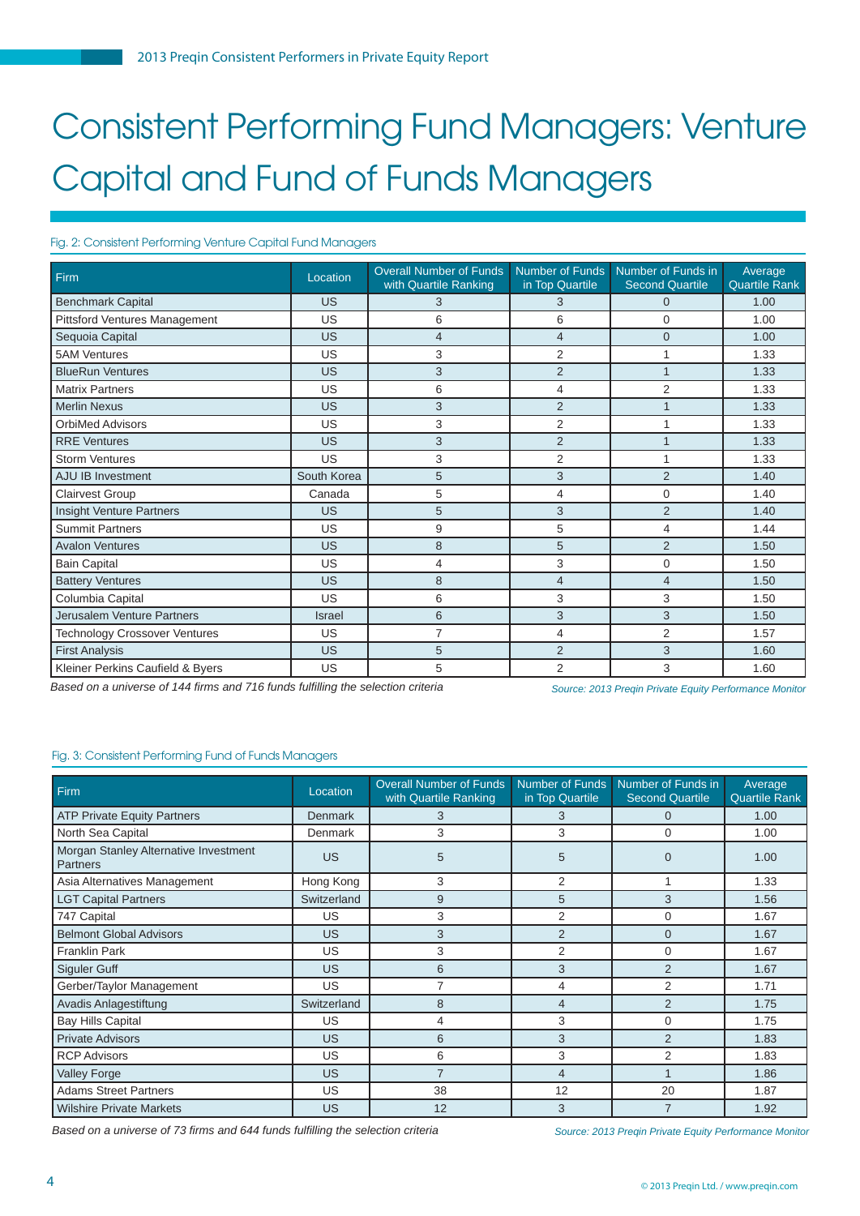# Consistent Performing Fund Managers: Venture Capital and Fund of Funds Managers

Fig. 2: Consistent Performing Venture Capital Fund Managers

| Firm | Location | Overall Number of Funds with Quartile Ranking | Number of Funds in Top Quartile | Number of Funds in Second Quartile | Average Quartile Rank |
|---|---|---|---|---|---|
| Benchmark Capital | US | 3 | 3 | 0 | 1.00 |
| Pittsford Ventures Management | US | 6 | 6 | 0 | 1.00 |
| Sequoia Capital | US | 4 | 4 | 0 | 1.00 |
| 5AM Ventures | US | 3 | 2 | 1 | 1.33 |
| BlueRun Ventures | US | 3 | 2 | 1 | 1.33 |
| Matrix Partners | US | 6 | 4 | 2 | 1.33 |
| Merlin Nexus | US | 3 | 2 | 1 | 1.33 |
| OrbiMed Advisors | US | 3 | 2 | 1 | 1.33 |
| RRE Ventures | US | 3 | 2 | 1 | 1.33 |
| Storm Ventures | US | 3 | 2 | 1 | 1.33 |
| AJU IB Investment | South Korea | 5 | 3 | 2 | 1.40 |
| Clairvest Group | Canada | 5 | 4 | 0 | 1.40 |
| Insight Venture Partners | US | 5 | 3 | 2 | 1.40 |
| Summit Partners | US | 9 | 5 | 4 | 1.44 |
| Avalon Ventures | US | 8 | 5 | 2 | 1.50 |
| Bain Capital | US | 4 | 3 | 0 | 1.50 |
| Battery Ventures | US | 8 | 4 | 4 | 1.50 |
| Columbia Capital | US | 6 | 3 | 3 | 1.50 |
| Jerusalem Venture Partners | Israel | 6 | 3 | 3 | 1.50 |
| Technology Crossover Ventures | US | 7 | 4 | 2 | 1.57 |
| First Analysis | US | 5 | 2 | 3 | 1.60 |
| Kleiner Perkins Caufield & Byers | US | 5 | 2 | 3 | 1.60 |

*Based on a universe of 144 firms and 716 funds fulfilling the selection criteria*

*Source: 2013 Preqin Private Equity Performance Monitor*

Fig. 3: Consistent Performing Fund of Funds Managers

| Firm | Location | Overall Number of Funds with Quartile Ranking | Number of Funds in Top Quartile | Number of Funds in Second Quartile | Average Quartile Rank |
|---|---|---|---|---|---|
| ATP Private Equity Partners | Denmark | 3 | 3 | 0 | 1.00 |
| North Sea Capital | Denmark | 3 | 3 | 0 | 1.00 |
| Morgan Stanley Alternative Investment Partners | US | 5 | 5 | 0 | 1.00 |
| Asia Alternatives Management | Hong Kong | 3 | 2 | 1 | 1.33 |
| LGT Capital Partners | Switzerland | 9 | 5 | 3 | 1.56 |
| 747 Capital | US | 3 | 2 | 0 | 1.67 |
| Belmont Global Advisors | US | 3 | 2 | 0 | 1.67 |
| Franklin Park | US | 3 | 2 | 0 | 1.67 |
| Siguler Guff | US | 6 | 3 | 2 | 1.67 |
| Gerber/Taylor Management | US | 7 | 4 | 2 | 1.71 |
| Avadis Anlagestiftung | Switzerland | 8 | 4 | 2 | 1.75 |
| Bay Hills Capital | US | 4 | 3 | 0 | 1.75 |
| Private Advisors | US | 6 | 3 | 2 | 1.83 |
| RCP Advisors | US | 6 | 3 | 2 | 1.83 |
| Valley Forge | US | 7 | 4 | 1 | 1.86 |
| Adams Street Partners | US | 38 | 12 | 20 | 1.87 |
| Wilshire Private Markets | US | 12 | 3 | 7 | 1.92 |

*Based on a universe of 73 firms and 644 funds fulfilling the selection criteria*

*Source: 2013 Preqin Private Equity Performance Monitor*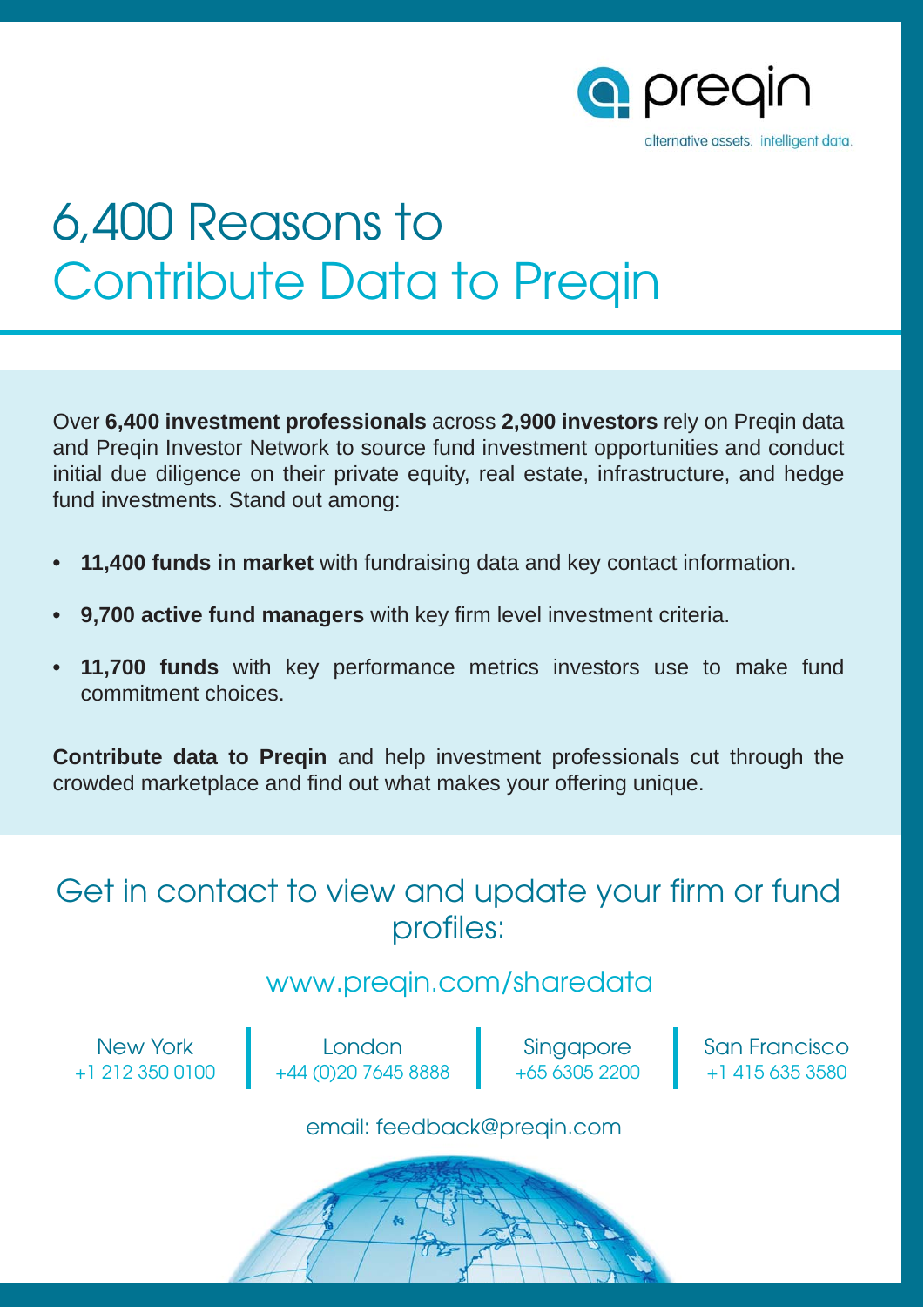preqin

alternative assets. intelligent data.

# 6,400 Reasons to Contribute Data to Preqin

Over **6,400 investment professionals** across **2,900 investors** rely on Preqin data and Preqin Investor Network to source fund investment opportunities and conduct initial due diligence on their private equity, real estate, infrastructure, and hedge fund investments. Stand out among:

- **11,400 funds in market** with fundraising data and key contact information.
- **9,700 active fund managers** with key firm level investment criteria.
- **11,700 funds** with key performance metrics investors use to make fund commitment choices.

**Contribute data to Preqin** and help investment professionals cut through the crowded marketplace and find out what makes your offering unique.

## Get in contact to view and update your firm or fund profiles:

www.preqin.com/sharedata

| New York | London | Singapore | San Francisco |
|---|---|---|---|
| +1 212 350 0100 | +44 (0)20 7645 8888 | +65 6305 2200 | +1 415 635 3580 |

email: feedback@preqin.com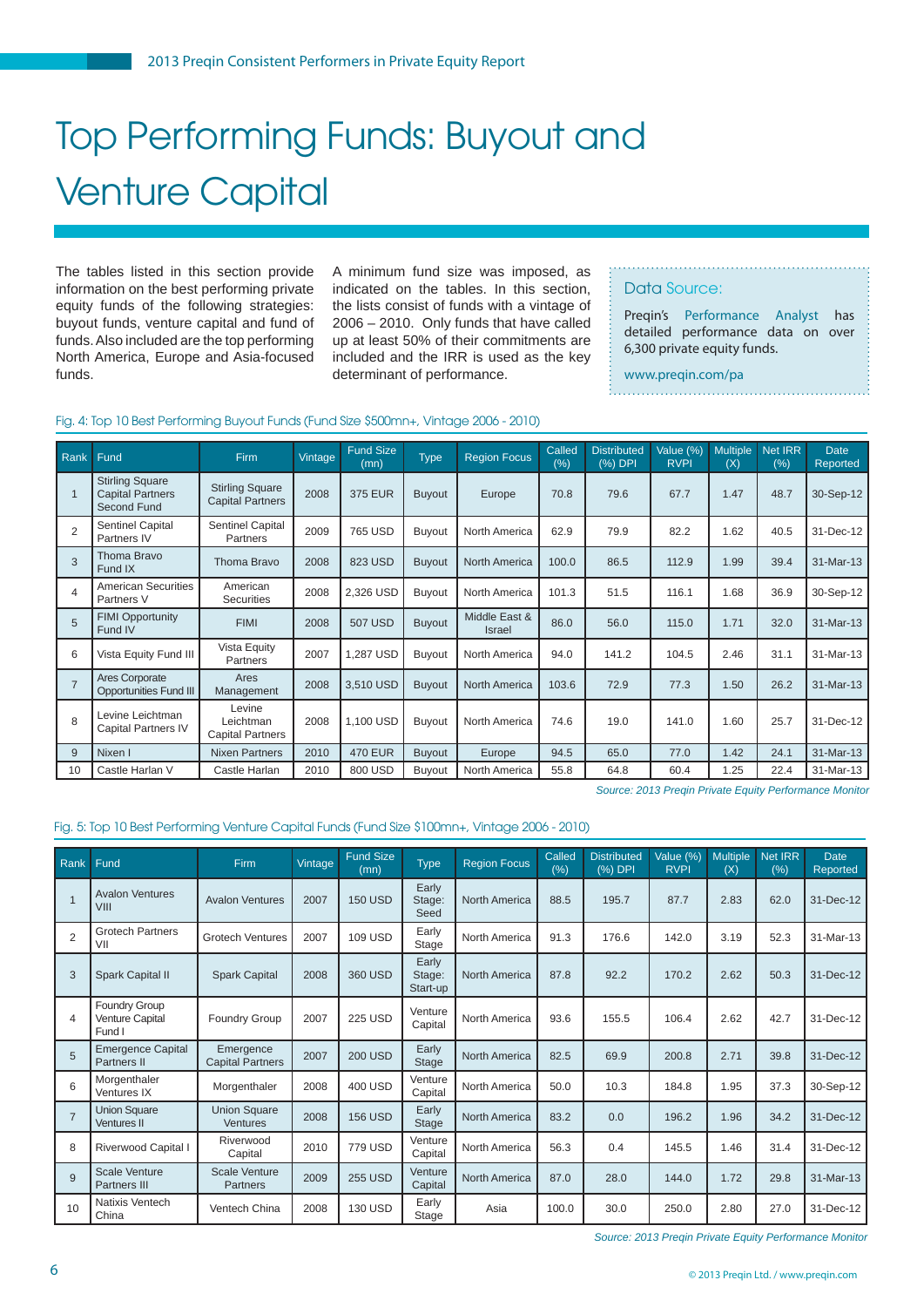# Top Performing Funds: Buyout and Venture Capital

The tables listed in this section provide information on the best performing private equity funds of the following strategies: buyout funds, venture capital and fund of funds. Also included are the top performing North America, Europe and Asia-focused funds.

A minimum fund size was imposed, as indicated on the tables. In this section, the lists consist of funds with a vintage of 2006 – 2010. Only funds that have called up at least 50% of their commitments are included and the IRR is used as the key determinant of performance.

**Data Source:**

Preqin's Performance Analyst has detailed performance data on over 6,300 private equity funds.

www.preqin.com/pa

Fig. 4: Top 10 Best Performing Buyout Funds (Fund Size $500mn+, Vintage 2006 - 2010)

| Rank | Fund | Firm | Vintage | Fund Size (mn) | Type | Region Focus | Called (%) | Distributed (%) DPI | Value (%) RVPI | Multiple (X) | Net IRR (%) | Date Reported |
|---|---|---|---|---|---|---|---|---|---|---|---|---|
| 1 | Stirling Square Capital Partners Second Fund | Stirling Square Capital Partners | 2008 | 375 EUR | Buyout | Europe | 70.8 | 79.6 | 67.7 | 1.47 | 48.7 | 30-Sep-12 |
| 2 | Sentinel Capital Partners IV | Sentinel Capital Partners | 2009 | 765 USD | Buyout | North America | 62.9 | 79.9 | 82.2 | 1.62 | 40.5 | 31-Dec-12 |
| 3 | Thoma Bravo Fund IX | Thoma Bravo | 2008 | 823 USD | Buyout | North America | 100.0 | 86.5 | 112.9 | 1.99 | 39.4 | 31-Mar-13 |
| 4 | American Securities Partners V | American Securities | 2008 | 2,326 USD | Buyout | North America | 101.3 | 51.5 | 116.1 | 1.68 | 36.9 | 30-Sep-12 |
| 5 | FIMI Opportunity Fund IV | FIMI | 2008 | 507 USD | Buyout | Middle East & Israel | 86.0 | 56.0 | 115.0 | 1.71 | 32.0 | 31-Mar-13 |
| 6 | Vista Equity Fund III | Vista Equity Partners | 2007 | 1,287 USD | Buyout | North America | 94.0 | 141.2 | 104.5 | 2.46 | 31.1 | 31-Mar-13 |
| 7 | Ares Corporate Opportunities Fund III | Ares Management | 2008 | 3,510 USD | Buyout | North America | 103.6 | 72.9 | 77.3 | 1.50 | 26.2 | 31-Mar-13 |
| 8 | Levine Leichtman Capital Partners IV | Levine Leichtman Capital Partners | 2008 | 1,100 USD | Buyout | North America | 74.6 | 19.0 | 141.0 | 1.60 | 25.7 | 31-Dec-12 |
| 9 | Nixen I | Nixen Partners | 2010 | 470 EUR | Buyout | Europe | 94.5 | 65.0 | 77.0 | 1.42 | 24.1 | 31-Mar-13 |
| 10 | Castle Harlan V | Castle Harlan | 2010 | 800 USD | Buyout | North America | 55.8 | 64.8 | 60.4 | 1.25 | 22.4 | 31-Mar-13 |

*Source: 2013 Preqin Private Equity Performance Monitor*

Fig. 5: Top 10 Best Performing Venture Capital Funds (Fund Size $100mn+, Vintage 2006 - 2010)

| Rank | Fund | Firm | Vintage | Fund Size (mn) | Type | Region Focus | Called (%) | Distributed (%) DPI | Value (%) RVPI | Multiple (X) | Net IRR (%) | Date Reported |
|---|---|---|---|---|---|---|---|---|---|---|---|---|
| 1 | Avalon Ventures VIII | Avalon Ventures | 2007 | 150 USD | Early Stage: Seed | North America | 88.5 | 195.7 | 87.7 | 2.83 | 62.0 | 31-Dec-12 |
| 2 | Grotech Partners VII | Grotech Ventures | 2007 | 109 USD | Early Stage | North America | 91.3 | 176.6 | 142.0 | 3.19 | 52.3 | 31-Mar-13 |
| 3 | Spark Capital II | Spark Capital | 2008 | 360 USD | Early Stage: Start-up | North America | 87.8 | 92.2 | 170.2 | 2.62 | 50.3 | 31-Dec-12 |
| 4 | Foundry Group Venture Capital Fund I | Foundry Group | 2007 | 225 USD | Venture Capital | North America | 93.6 | 155.5 | 106.4 | 2.62 | 42.7 | 31-Dec-12 |
| 5 | Emergence Capital Partners II | Emergence Capital Partners | 2007 | 200 USD | Early Stage | North America | 82.5 | 69.9 | 200.8 | 2.71 | 39.8 | 31-Dec-12 |
| 6 | Morgenthaler Ventures IX | Morgenthaler | 2008 | 400 USD | Venture Capital | North America | 50.0 | 10.3 | 184.8 | 1.95 | 37.3 | 30-Sep-12 |
| 7 | Union Square Ventures II | Union Square Ventures | 2008 | 156 USD | Early Stage | North America | 83.2 | 0.0 | 196.2 | 1.96 | 34.2 | 31-Dec-12 |
| 8 | Riverwood Capital I | Riverwood Capital | 2010 | 779 USD | Venture Capital | North America | 56.3 | 0.4 | 145.5 | 1.46 | 31.4 | 31-Dec-12 |
| 9 | Scale Venture Partners III | Scale Venture Partners | 2009 | 255 USD | Venture Capital | North America | 87.0 | 28.0 | 144.0 | 1.72 | 29.8 | 31-Mar-13 |
| 10 | Natixis Ventech China | Ventech China | 2008 | 130 USD | Early Stage | Asia | 100.0 | 30.0 | 250.0 | 2.80 | 27.0 | 31-Dec-12 |

*Source: 2013 Preqin Private Equity Performance Monitor*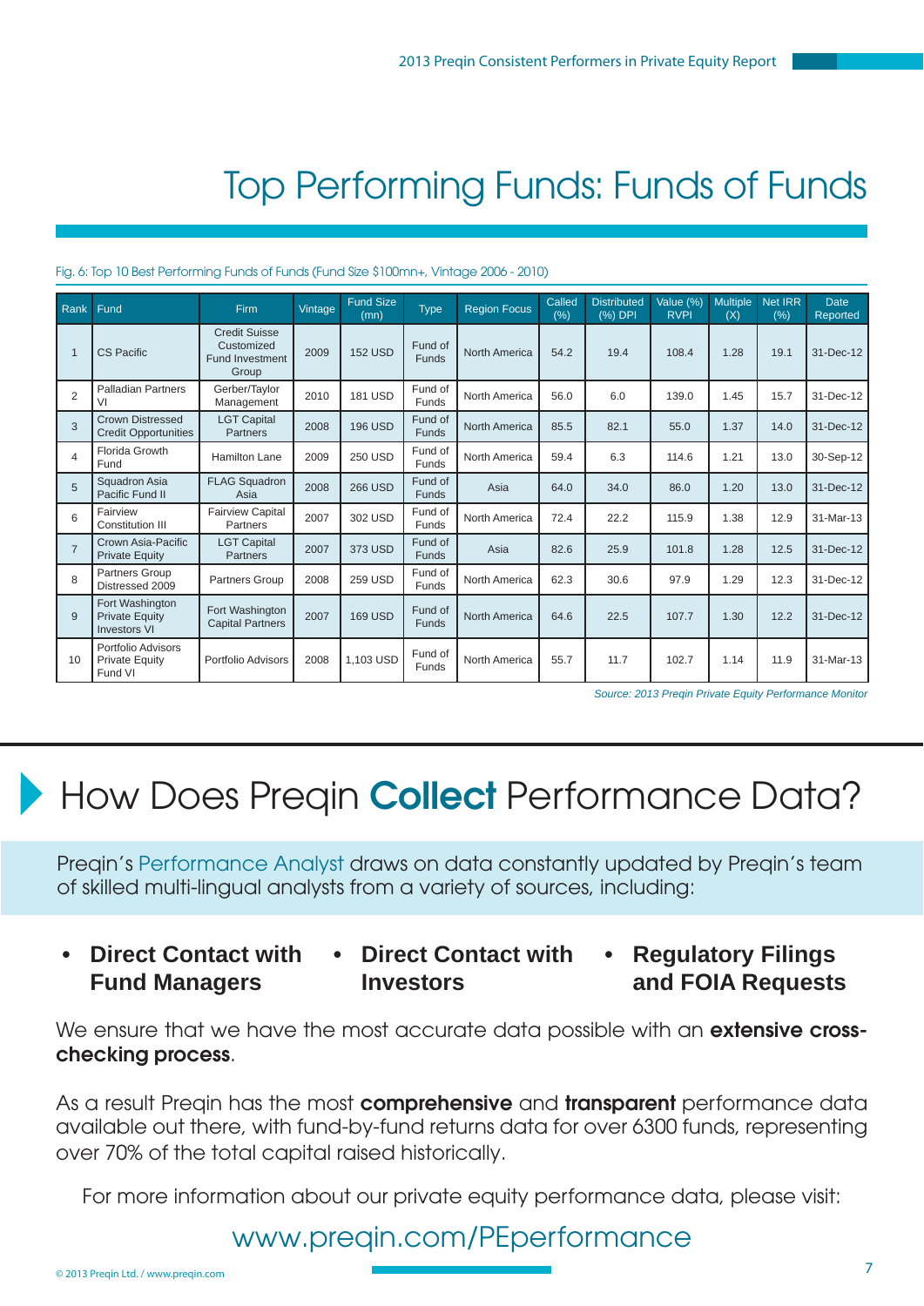# Top Performing Funds: Funds of Funds

Fig. 6: Top 10 Best Performing Funds of Funds (Fund Size $100mn+, Vintage 2006 - 2010)

| Rank | Fund | Firm | Vintage | Fund Size (mn) | Type | Region Focus | Called (%) | Distributed (%) DPI | Value (%) RVPI | Multiple (X) | Net IRR (%) | Date Reported |
|---|---|---|---|---|---|---|---|---|---|---|---|---|
| 1 | CS Pacific | Credit Suisse Customized Fund Investment Group | 2009 | 152 USD | Fund of Funds | North America | 54.2 | 19.4 | 108.4 | 1.28 | 19.1 | 31-Dec-12 |
| 2 | Palladian Partners VI | Gerber/Taylor Management | 2010 | 181 USD | Fund of Funds | North America | 56.0 | 6.0 | 139.0 | 1.45 | 15.7 | 31-Dec-12 |
| 3 | Crown Distressed Credit Opportunities | LGT Capital Partners | 2008 | 196 USD | Fund of Funds | North America | 85.5 | 82.1 | 55.0 | 1.37 | 14.0 | 31-Dec-12 |
| 4 | Florida Growth Fund | Hamilton Lane | 2009 | 250 USD | Fund of Funds | North America | 59.4 | 6.3 | 114.6 | 1.21 | 13.0 | 30-Sep-12 |
| 5 | Squadron Asia Pacific Fund II | FLAG Squadron Asia | 2008 | 266 USD | Fund of Funds | Asia | 64.0 | 34.0 | 86.0 | 1.20 | 13.0 | 31-Dec-12 |
| 6 | Fairview Constitution III | Fairview Capital Partners | 2007 | 302 USD | Fund of Funds | North America | 72.4 | 22.2 | 115.9 | 1.38 | 12.9 | 31-Mar-13 |
| 7 | Crown Asia-Pacific Private Equity | LGT Capital Partners | 2007 | 373 USD | Fund of Funds | Asia | 82.6 | 25.9 | 101.8 | 1.28 | 12.5 | 31-Dec-12 |
| 8 | Partners Group Distressed 2009 | Partners Group | 2008 | 259 USD | Fund of Funds | North America | 62.3 | 30.6 | 97.9 | 1.29 | 12.3 | 31-Dec-12 |
| 9 | Fort Washington Private Equity Investors VI | Fort Washington Capital Partners | 2007 | 169 USD | Fund of Funds | North America | 64.6 | 22.5 | 107.7 | 1.30 | 12.2 | 31-Dec-12 |
| 10 | Portfolio Advisors Private Equity Fund VI | Portfolio Advisors | 2008 | 1,103 USD | Fund of Funds | North America | 55.7 | 11.7 | 102.7 | 1.14 | 11.9 | 31-Mar-13 |

*Source: 2013 Preqin Private Equity Performance Monitor*

# How Does Preqin **Collect** Performance Data?

Preqin's Performance Analyst draws on data constantly updated by Preqin's team of skilled multi-lingual analysts from a variety of sources, including:

- **Direct Contact with Fund Managers**
- **Direct Contact with Investors**
- **Regulatory Filings and FOIA Requests**

We ensure that we have the most accurate data possible with an **extensive cross-checking process**.

As a result Preqin has the most **comprehensive** and **transparent** performance data available out there, with fund-by-fund returns data for over 6300 funds, representing over 70% of the total capital raised historically.

For more information about our private equity performance data, please visit:

www.preqin.com/PEperformance

© 2013 Preqin Ltd. / www.preqin.com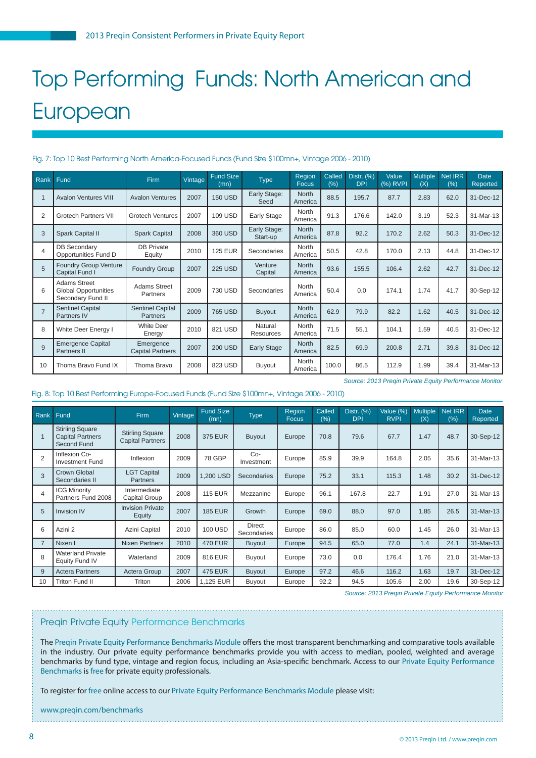# Top Performing Funds: North American and European

Fig. 7: Top 10 Best Performing North America-Focused Funds (Fund Size $100mn+, Vintage 2006 - 2010)

| Rank | Fund | Firm | Vintage | Fund Size (mn) | Type | Region Focus | Called (%) | Distr. (%) DPI | Value (%) RVPI | Multiple (X) | Net IRR (%) | Date Reported |
|---|---|---|---|---|---|---|---|---|---|---|---|---|
| 1 | Avalon Ventures VIII | Avalon Ventures | 2007 | 150 USD | Early Stage: Seed | North America | 88.5 | 195.7 | 87.7 | 2.83 | 62.0 | 31-Dec-12 |
| 2 | Grotech Partners VII | Grotech Ventures | 2007 | 109 USD | Early Stage | North America | 91.3 | 176.6 | 142.0 | 3.19 | 52.3 | 31-Mar-13 |
| 3 | Spark Capital II | Spark Capital | 2008 | 360 USD | Early Stage: Start-up | North America | 87.8 | 92.2 | 170.2 | 2.62 | 50.3 | 31-Dec-12 |
| 4 | DB Secondary Opportunities Fund D | DB Private Equity | 2010 | 125 EUR | Secondaries | North America | 50.5 | 42.8 | 170.0 | 2.13 | 44.8 | 31-Dec-12 |
| 5 | Foundry Group Venture Capital Fund I | Foundry Group | 2007 | 225 USD | Venture Capital | North America | 93.6 | 155.5 | 106.4 | 2.62 | 42.7 | 31-Dec-12 |
| 6 | Adams Street Global Opportunities Secondary Fund II | Adams Street Partners | 2009 | 730 USD | Secondaries | North America | 50.4 | 0.0 | 174.1 | 1.74 | 41.7 | 30-Sep-12 |
| 7 | Sentinel Capital Partners IV | Sentinel Capital Partners | 2009 | 765 USD | Buyout | North America | 62.9 | 79.9 | 82.2 | 1.62 | 40.5 | 31-Dec-12 |
| 8 | White Deer Energy I | White Deer Energy | 2010 | 821 USD | Natural Resources | North America | 71.5 | 55.1 | 104.1 | 1.59 | 40.5 | 31-Dec-12 |
| 9 | Emergence Capital Partners II | Emergence Capital Partners | 2007 | 200 USD | Early Stage | North America | 82.5 | 69.9 | 200.8 | 2.71 | 39.8 | 31-Dec-12 |
| 10 | Thoma Bravo Fund IX | Thoma Bravo | 2008 | 823 USD | Buyout | North America | 100.0 | 86.5 | 112.9 | 1.99 | 39.4 | 31-Mar-13 |

*Source: 2013 Preqin Private Equity Performance Monitor*

Fig. 8: Top 10 Best Performing Europe-Focused Funds (Fund Size $100mn+, Vintage 2006 - 2010)

| Rank | Fund | Firm | Vintage | Fund Size (mn) | Type | Region Focus | Called (%) | Distr. (%) DPI | Value (%) RVPI | Multiple (X) | Net IRR (%) | Date Reported |
|---|---|---|---|---|---|---|---|---|---|---|---|---|
| 1 | Stirling Square Capital Partners Second Fund | Stirling Square Capital Partners | 2008 | 375 EUR | Buyout | Europe | 70.8 | 79.6 | 67.7 | 1.47 | 48.7 | 30-Sep-12 |
| 2 | Inflexion Co-Investment Fund | Inflexion | 2009 | 78 GBP | Co-Investment | Europe | 85.9 | 39.9 | 164.8 | 2.05 | 35.6 | 31-Mar-13 |
| 3 | Crown Global Secondaries II | LGT Capital Partners | 2009 | 1,200 USD | Secondaries | Europe | 75.2 | 33.1 | 115.3 | 1.48 | 30.2 | 31-Dec-12 |
| 4 | ICG Minority Partners Fund 2008 | Intermediate Capital Group | 2008 | 115 EUR | Mezzanine | Europe | 96.1 | 167.8 | 22.7 | 1.91 | 27.0 | 31-Mar-13 |
| 5 | Invision IV | Invision Private Equity | 2007 | 185 EUR | Growth | Europe | 69.0 | 88.0 | 97.0 | 1.85 | 26.5 | 31-Mar-13 |
| 6 | Azini 2 | Azini Capital | 2010 | 100 USD | Direct Secondaries | Europe | 86.0 | 85.0 | 60.0 | 1.45 | 26.0 | 31-Mar-13 |
| 7 | Nixen I | Nixen Partners | 2010 | 470 EUR | Buyout | Europe | 94.5 | 65.0 | 77.0 | 1.4 | 24.1 | 31-Mar-13 |
| 8 | Waterland Private Equity Fund IV | Waterland | 2009 | 816 EUR | Buyout | Europe | 73.0 | 0.0 | 176.4 | 1.76 | 21.0 | 31-Mar-13 |
| 9 | Actera Partners | Actera Group | 2007 | 475 EUR | Buyout | Europe | 97.2 | 46.6 | 116.2 | 1.63 | 19.7 | 31-Dec-12 |
| 10 | Triton Fund II | Triton | 2006 | 1,125 EUR | Buyout | Europe | 92.2 | 94.5 | 105.6 | 2.00 | 19.6 | 30-Sep-12 |

*Source: 2013 Preqin Private Equity Performance Monitor*

## Preqin Private Equity Performance Benchmarks

The Preqin Private Equity Performance Benchmarks Module offers the most transparent benchmarking and comparative tools available in the industry. Our private equity performance benchmarks provide you with access to median, pooled, weighted and average benchmarks by fund type, vintage and region focus, including an Asia-specific benchmark. Access to our Private Equity Performance Benchmarks is free for private equity professionals.

To register for free online access to our Private Equity Performance Benchmarks Module please visit:

www.preqin.com/benchmarks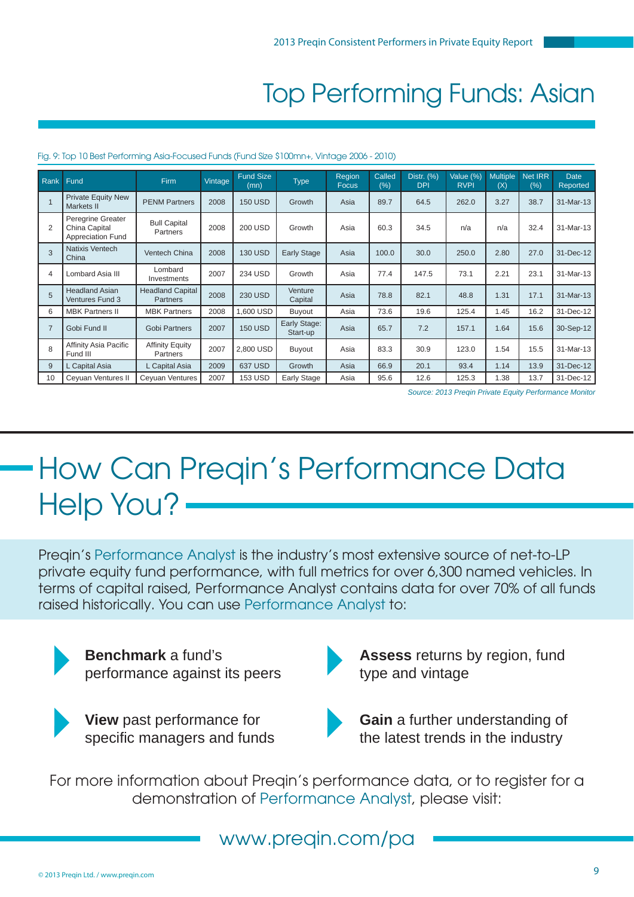# Top Performing Funds: Asian

Fig. 9: Top 10 Best Performing Asia-Focused Funds (Fund Size $100mn+, Vintage 2006 - 2010)

| Rank | Fund | Firm | Vintage | Fund Size (mn) | Type | Region Focus | Called (%) | Distr. (%) DPI | Value (%) RVPI | Multiple (X) | Net IRR (%) | Date Reported |
|---|---|---|---|---|---|---|---|---|---|---|---|---|
| 1 | Private Equity New Markets II | PENM Partners | 2008 | 150 USD | Growth | Asia | 89.7 | 64.5 | 262.0 | 3.27 | 38.7 | 31-Mar-13 |
| 2 | Peregrine Greater China Capital Appreciation Fund | Bull Capital Partners | 2008 | 200 USD | Growth | Asia | 60.3 | 34.5 | n/a | n/a | 32.4 | 31-Mar-13 |
| 3 | Natixis Ventech China | Ventech China | 2008 | 130 USD | Early Stage | Asia | 100.0 | 30.0 | 250.0 | 2.80 | 27.0 | 31-Dec-12 |
| 4 | Lombard Asia III | Lombard Investments | 2007 | 234 USD | Growth | Asia | 77.4 | 147.5 | 73.1 | 2.21 | 23.1 | 31-Mar-13 |
| 5 | Headland Asian Ventures Fund 3 | Headland Capital Partners | 2008 | 230 USD | Venture Capital | Asia | 78.8 | 82.1 | 48.8 | 1.31 | 17.1 | 31-Mar-13 |
| 6 | MBK Partners II | MBK Partners | 2008 | 1,600 USD | Buyout | Asia | 73.6 | 19.6 | 125.4 | 1.45 | 16.2 | 31-Dec-12 |
| 7 | Gobi Fund II | Gobi Partners | 2007 | 150 USD | Early Stage: Start-up | Asia | 65.7 | 7.2 | 157.1 | 1.64 | 15.6 | 30-Sep-12 |
| 8 | Affinity Asia Pacific Fund III | Affinity Equity Partners | 2007 | 2,800 USD | Buyout | Asia | 83.3 | 30.9 | 123.0 | 1.54 | 15.5 | 31-Mar-13 |
| 9 | L Capital Asia | L Capital Asia | 2009 | 637 USD | Growth | Asia | 66.9 | 20.1 | 93.4 | 1.14 | 13.9 | 31-Dec-12 |
| 10 | Ceyuan Ventures II | Ceyuan Ventures | 2007 | 153 USD | Early Stage | Asia | 95.6 | 12.6 | 125.3 | 1.38 | 13.7 | 31-Dec-12 |

*Source: 2013 Preqin Private Equity Performance Monitor*

# How Can Preqin's Performance Data Help You?

Preqin's Performance Analyst is the industry's most extensive source of net-to-LP private equity fund performance, with full metrics for over 6,300 named vehicles. In terms of capital raised, Performance Analyst contains data for over 70% of all funds raised historically. You can use Performance Analyst to:

- **Benchmark** a fund's performance against its peers
- **Assess** returns by region, fund type and vintage
- **View** past performance for specific managers and funds
- **Gain** a further understanding of the latest trends in the industry

For more information about Preqin's performance data, or to register for a demonstration of Performance Analyst, please visit:

www.preqin.com/pa

© 2013 Preqin Ltd. / www.preqin.com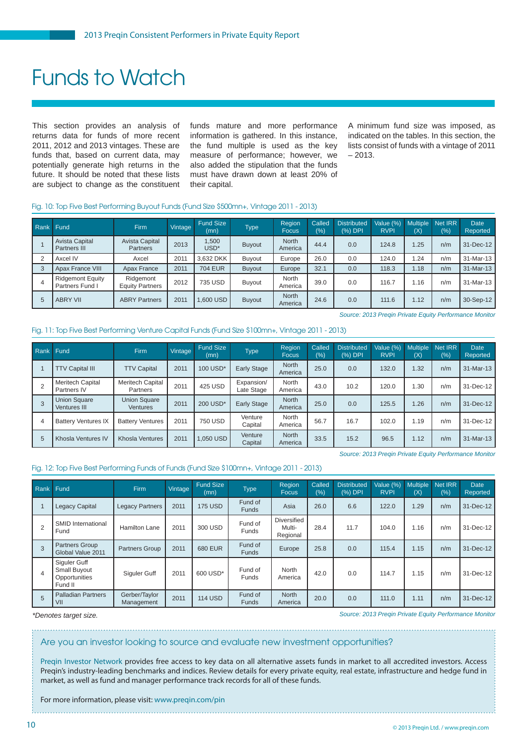# Funds to Watch

This section provides an analysis of returns data for funds of more recent 2011, 2012 and 2013 vintages. These are funds that, based on current data, may potentially generate high returns in the future. It should be noted that these lists are subject to change as the constituent funds mature and more performance information is gathered. In this instance, the fund multiple is used as the key measure of performance; however, we also added the stipulation that the funds must have drawn down at least 20% of their capital.

A minimum fund size was imposed, as indicated on the tables. In this section, the lists consist of funds with a vintage of 2011 – 2013.

Fig. 10: Top Five Best Performing Buyout Funds (Fund Size $500mn+, Vintage 2011 - 2013)

| Rank | Fund | Firm | Vintage | Fund Size (mn) | Type | Region Focus | Called (%) | Distributed (%) DPI | Value (%) RVPI | Multiple (X) | Net IRR (%) | Date Reported |
|---|---|---|---|---|---|---|---|---|---|---|---|---|
| 1 | Avista Capital Partners III | Avista Capital Partners | 2013 | 1,500 USD* | Buyout | North America | 44.4 | 0.0 | 124.8 | 1.25 | n/m | 31-Dec-12 |
| 2 | Axcel IV | Axcel | 2011 | 3,632 DKK | Buyout | Europe | 26.0 | 0.0 | 124.0 | 1.24 | n/m | 31-Mar-13 |
| 3 | Apax France VIII | Apax France | 2011 | 704 EUR | Buyout | Europe | 32.1 | 0.0 | 118.3 | 1.18 | n/m | 31-Mar-13 |
| 4 | Ridgemont Equity Partners Fund I | Ridgemont Equity Partners | 2012 | 735 USD | Buyout | North America | 39.0 | 0.0 | 116.7 | 1.16 | n/m | 31-Mar-13 |
| 5 | ABRY VII | ABRY Partners | 2011 | 1,600 USD | Buyout | North America | 24.6 | 0.0 | 111.6 | 1.12 | n/m | 30-Sep-12 |

*Source: 2013 Preqin Private Equity Performance Monitor*

Fig. 11: Top Five Best Performing Venture Capital Funds (Fund Size $100mn+, Vintage 2011 - 2013)

| Rank | Fund | Firm | Vintage | Fund Size (mn) | Type | Region Focus | Called (%) | Distributed (%) DPI | Value (%) RVPI | Multiple (X) | Net IRR (%) | Date Reported |
|---|---|---|---|---|---|---|---|---|---|---|---|---|
| 1 | TTV Capital III | TTV Capital | 2011 | 100 USD* | Early Stage | North America | 25.0 | 0.0 | 132.0 | 1.32 | n/m | 31-Mar-13 |
| 2 | Meritech Capital Partners IV | Meritech Capital Partners | 2011 | 425 USD | Expansion/ Late Stage | North America | 43.0 | 10.2 | 120.0 | 1.30 | n/m | 31-Dec-12 |
| 3 | Union Square Ventures III | Union Square Ventures | 2011 | 200 USD* | Early Stage | North America | 25.0 | 0.0 | 125.5 | 1.26 | n/m | 31-Dec-12 |
| 4 | Battery Ventures IX | Battery Ventures | 2011 | 750 USD | Venture Capital | North America | 56.7 | 16.7 | 102.0 | 1.19 | n/m | 31-Dec-12 |
| 5 | Khosla Ventures IV | Khosla Ventures | 2011 | 1,050 USD | Venture Capital | North America | 33.5 | 15.2 | 96.5 | 1.12 | n/m | 31-Mar-13 |

*Source: 2013 Preqin Private Equity Performance Monitor*

Fig. 12: Top Five Best Performing Funds of Funds (Fund Size $100mn+, Vintage 2011 - 2013)

| Rank | Fund | Firm | Vintage | Fund Size (mn) | Type | Region Focus | Called (%) | Distributed (%) DPI | Value (%) RVPI | Multiple (X) | Net IRR (%) | Date Reported |
|---|---|---|---|---|---|---|---|---|---|---|---|---|
| 1 | Legacy Capital | Legacy Partners | 2011 | 175 USD | Fund of Funds | Asia | 26.0 | 6.6 | 122.0 | 1.29 | n/m | 31-Dec-12 |
| 2 | SMID International Fund | Hamilton Lane | 2011 | 300 USD | Fund of Funds | Diversified Multi-Regional | 28.4 | 11.7 | 104.0 | 1.16 | n/m | 31-Dec-12 |
| 3 | Partners Group Global Value 2011 | Partners Group | 2011 | 680 EUR | Fund of Funds | Europe | 25.8 | 0.0 | 115.4 | 1.15 | n/m | 31-Dec-12 |
| 4 | Siguler Guff Small Buyout Opportunities Fund II | Siguler Guff | 2011 | 600 USD* | Fund of Funds | North America | 42.0 | 0.0 | 114.7 | 1.15 | n/m | 31-Dec-12 |
| 5 | Palladian Partners VII | Gerber/Taylor Management | 2011 | 114 USD | Fund of Funds | North America | 20.0 | 0.0 | 111.0 | 1.11 | n/m | 31-Dec-12 |

*\*Denotes target size.*

*Source: 2013 Preqin Private Equity Performance Monitor*

## Are you an investor looking to source and evaluate new investment opportunities?

Preqin Investor Network provides free access to key data on all alternative assets funds in market to all accredited investors. Access Preqin's industry-leading benchmarks and indices. Review details for every private equity, real estate, infrastructure and hedge fund in market, as well as fund and manager performance track records for all of these funds.

For more information, please visit: www.preqin.com/pin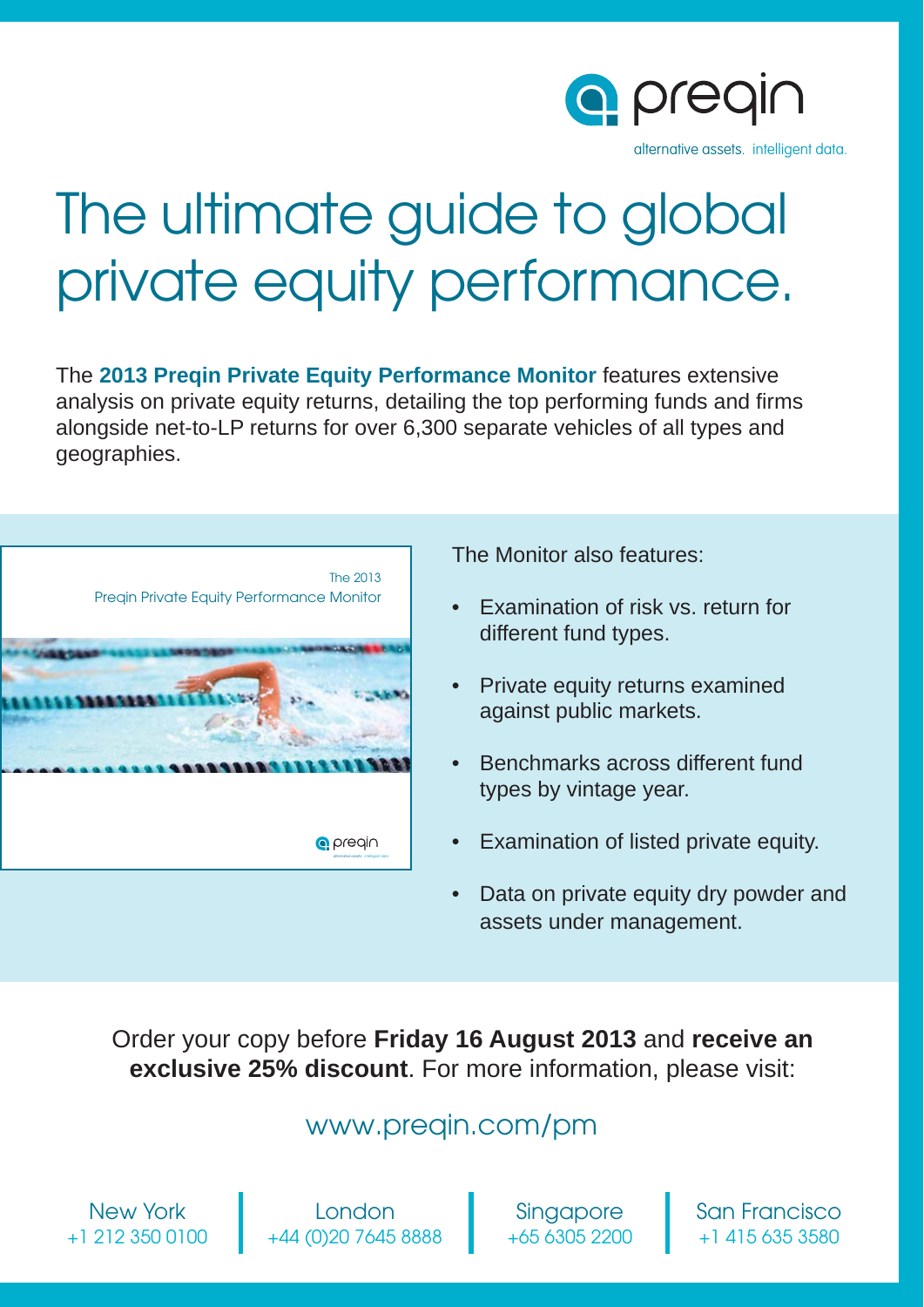preqin

alternative assets. intelligent data.

# The ultimate guide to global private equity performance.

The **2013 Preqin Private Equity Performance Monitor** features extensive analysis on private equity returns, detailing the top performing funds and firms alongside net-to-LP returns for over 6,300 separate vehicles of all types and geographies.

The 2013
Preqin Private Equity Performance Monitor

The Monitor also features:

- Examination of risk vs. return for different fund types.
- Private equity returns examined against public markets.
- Benchmarks across different fund types by vintage year.
- Examination of listed private equity.
- Data on private equity dry powder and assets under management.

Order your copy before **Friday 16 August 2013** and **receive an exclusive 25% discount**. For more information, please visit:

www.preqin.com/pm

| New York | London | Singapore | San Francisco |
|---|---|---|---|
| +1 212 350 0100 | +44 (0)20 7645 8888 | +65 6305 2200 | +1 415 635 3580 |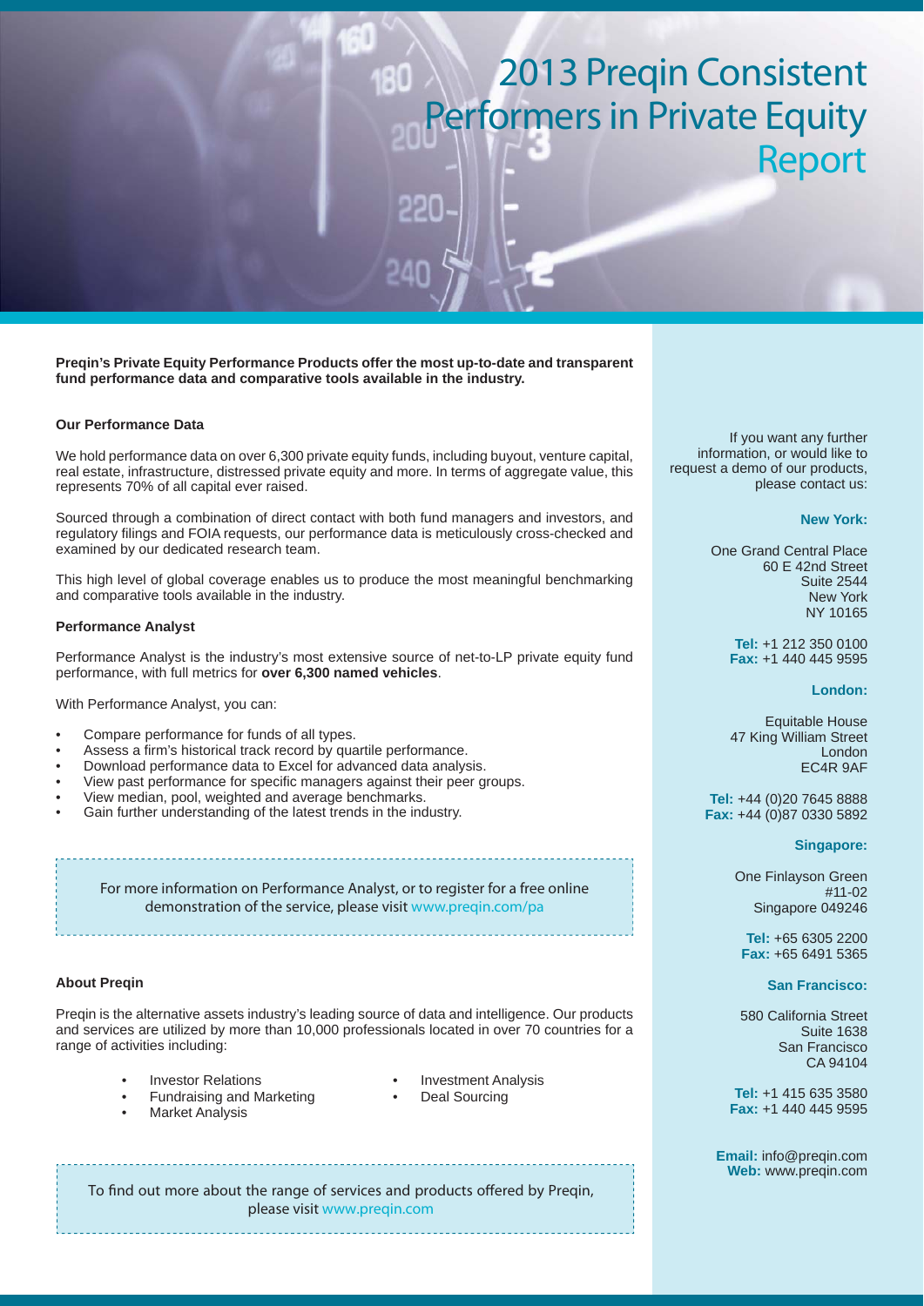# 2013 Preqin Consistent Performers in Private Equity Report

**Preqin's Private Equity Performance Products offer the most up-to-date and transparent fund performance data and comparative tools available in the industry.**

### Our Performance Data

We hold performance data on over 6,300 private equity funds, including buyout, venture capital, real estate, infrastructure, distressed private equity and more. In terms of aggregate value, this represents 70% of all capital ever raised.

Sourced through a combination of direct contact with both fund managers and investors, and regulatory filings and FOIA requests, our performance data is meticulously cross-checked and examined by our dedicated research team.

This high level of global coverage enables us to produce the most meaningful benchmarking and comparative tools available in the industry.

### Performance Analyst

Performance Analyst is the industry's most extensive source of net-to-LP private equity fund performance, with full metrics for **over 6,300 named vehicles**.

With Performance Analyst, you can:

- Compare performance for funds of all types.
- Assess a firm's historical track record by quartile performance.
- Download performance data to Excel for advanced data analysis.
- View past performance for specific managers against their peer groups.
- View median, pool, weighted and average benchmarks.
- Gain further understanding of the latest trends in the industry.

For more information on Performance Analyst, or to register for a free online demonstration of the service, please visit www.preqin.com/pa

### About Preqin

Preqin is the alternative assets industry's leading source of data and intelligence. Our products and services are utilized by more than 10,000 professionals located in over 70 countries for a range of activities including:

- Investor Relations
- Fundraising and Marketing
- Market Analysis
- Investment Analysis
- Deal Sourcing

To find out more about the range of services and products offered by Preqin, please visit www.preqin.com

If you want any further information, or would like to request a demo of our products, please contact us:

**New York:**

One Grand Central Place
60 E 42nd Street
Suite 2544
New York
NY 10165

**Tel:** +1 212 350 0100
**Fax:** +1 440 445 9595

**London:**

Equitable House
47 King William Street
London
EC4R 9AF

**Tel:** +44 (0)20 7645 8888
**Fax:** +44 (0)87 0330 5892

**Singapore:**

One Finlayson Green
#11-02
Singapore 049246

**Tel:** +65 6305 2200
**Fax:** +65 6491 5365

**San Francisco:**

580 California Street
Suite 1638
San Francisco
CA 94104

**Tel:** +1 415 635 3580
**Fax:** +1 440 445 9595

**Email:** info@preqin.com
**Web:** www.preqin.com